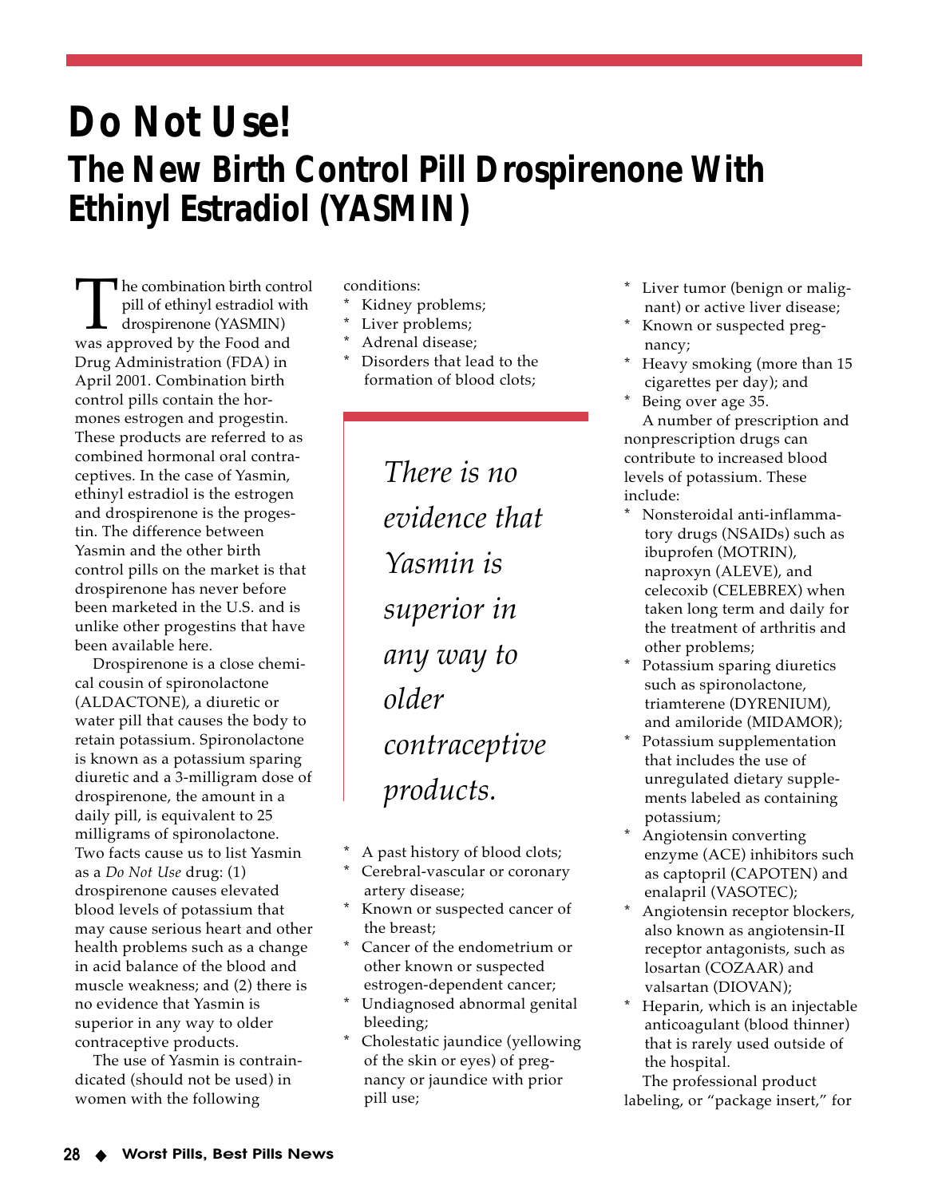# Do Not Use!

## The New Birth Control Pill Drospirenone With Ethinyl Estradiol (YASMIN)

The combination birth control pill of ethinyl estradiol with drospirenone (YASMIN) was approved by the Food and Drug Administration (FDA) in April 2001. Combination birth control pills contain the hormones estrogen and progestin. These products are referred to as combined hormonal oral contraceptives. In the case of Yasmin, ethinyl estradiol is the estrogen and drospirenone is the progestin. The difference between Yasmin and the other birth control pills on the market is that drospirenone has never before been marketed in the U.S. and is unlike other progestins that have been available here.

Drospirenone is a close chemical cousin of spironolactone (ALDACTONE), a diuretic or water pill that causes the body to retain potassium. Spironolactone is known as a potassium sparing diuretic and a 3-milligram dose of drospirenone, the amount in a daily pill, is equivalent to 25 milligrams of spironolactone. Two facts cause us to list Yasmin as a *Do Not Use* drug: (1) drospirenone causes elevated blood levels of potassium that may cause serious heart and other health problems such as a change in acid balance of the blood and muscle weakness; and (2) there is no evidence that Yasmin is superior in any way to older contraceptive products.

The use of Yasmin is contraindicated (should not be used) in women with the following conditions:

* Kidney problems;
* Liver problems;
* Adrenal disease;
* Disorders that lead to the formation of blood clots;

> *There is no evidence that Yasmin is superior in any way to older contraceptive products.*

* A past history of blood clots;
* Cerebral-vascular or coronary artery disease;
* Known or suspected cancer of the breast;
* Cancer of the endometrium or other known or suspected estrogen-dependent cancer;
* Undiagnosed abnormal genital bleeding;
* Cholestatic jaundice (yellowing of the skin or eyes) of pregnancy or jaundice with prior pill use;
* Liver tumor (benign or malignant) or active liver disease;
* Known or suspected pregnancy;
* Heavy smoking (more than 15 cigarettes per day); and
* Being over age 35.

A number of prescription and nonprescription drugs can contribute to increased blood levels of potassium. These include:

* Nonsteroidal anti-inflammatory drugs (NSAIDs) such as ibuprofen (MOTRIN), naproxyn (ALEVE), and celecoxib (CELEBREX) when taken long term and daily for the treatment of arthritis and other problems;
* Potassium sparing diuretics such as spironolactone, triamterene (DYRENIUM), and amiloride (MIDAMOR);
* Potassium supplementation that includes the use of unregulated dietary supplements labeled as containing potassium;
* Angiotensin converting enzyme (ACE) inhibitors such as captopril (CAPOTEN) and enalapril (VASOTEC);
* Angiotensin receptor blockers, also known as angiotensin-II receptor antagonists, such as losartan (COZAAR) and valsartan (DIOVAN);
* Heparin, which is an injectable anticoagulant (blood thinner) that is rarely used outside of the hospital.

The professional product labeling, or "package insert," for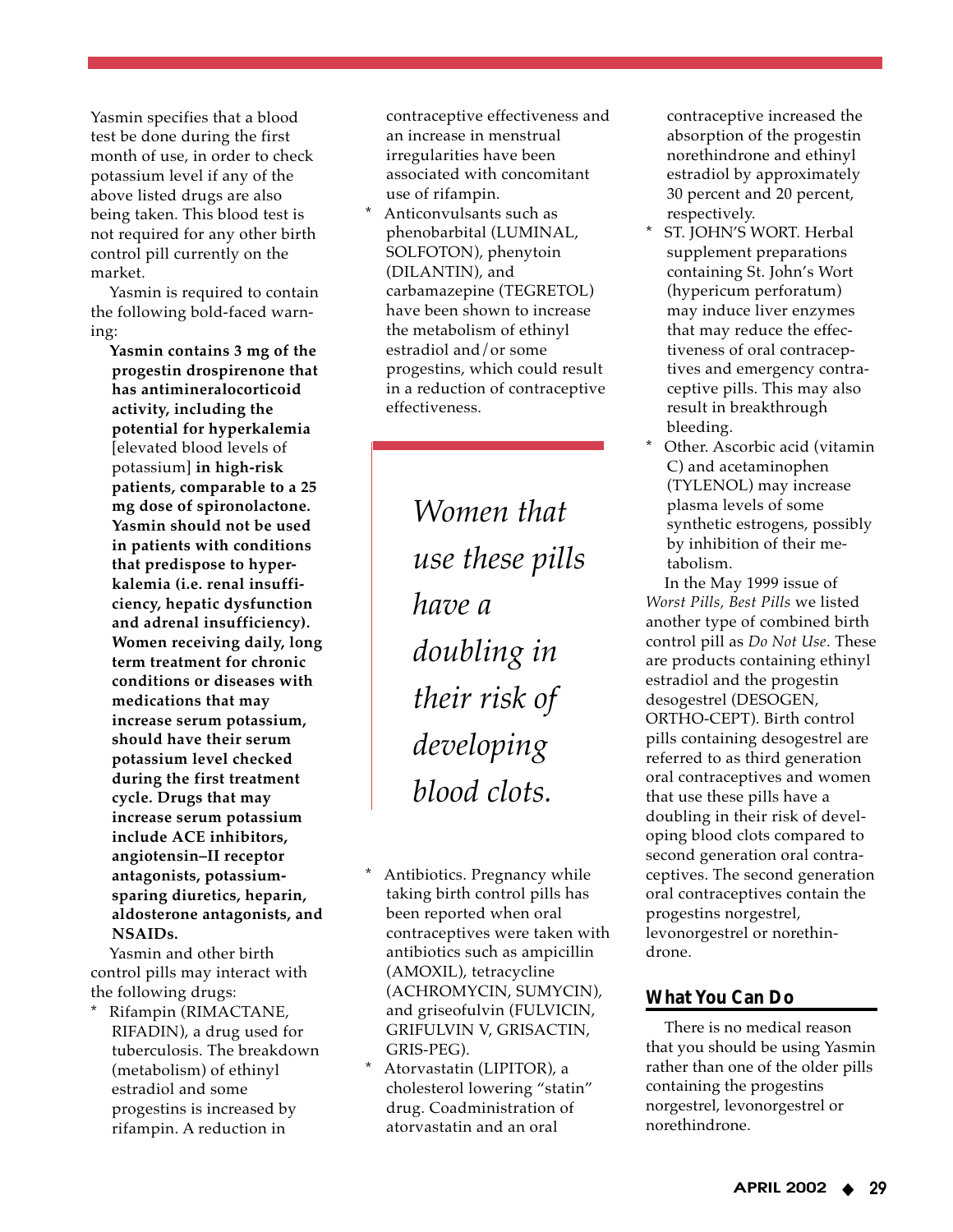Yasmin specifies that a blood test be done during the first month of use, in order to check potassium level if any of the above listed drugs are also being taken. This blood test is not required for any other birth control pill currently on the market.

Yasmin is required to contain the following bold-faced warning:

**Yasmin contains 3 mg of the progestin drospirenone that has antimineralocorticoid activity, including the potential for hyperkalemia** [elevated blood levels of potassium] **in high-risk patients, comparable to a 25 mg dose of spironolactone. Yasmin should not be used in patients with conditions that predispose to hyperkalemia (i.e. renal insufficiency, hepatic dysfunction and adrenal insufficiency). Women receiving daily, long term treatment for chronic conditions or diseases with medications that may increase serum potassium, should have their serum potassium level checked during the first treatment cycle. Drugs that may increase serum potassium include ACE inhibitors, angiotensin–II receptor antagonists, potassium-sparing diuretics, heparin, aldosterone antagonists, and NSAIDs.**

Yasmin and other birth control pills may interact with the following drugs:

* Rifampin (RIMACTANE, RIFADIN), a drug used for tuberculosis. The breakdown (metabolism) of ethinyl estradiol and some progestins is increased by rifampin. A reduction in contraceptive effectiveness and an increase in menstrual irregularities have been associated with concomitant use of rifampin.
* Anticonvulsants such as phenobarbital (LUMINAL, SOLFOTON), phenytoin (DILANTIN), and carbamazepine (TEGRETOL) have been shown to increase the metabolism of ethinyl estradiol and/or some progestins, which could result in a reduction of contraceptive effectiveness.

*Women that use these pills have a doubling in their risk of developing blood clots.*

* Antibiotics. Pregnancy while taking birth control pills has been reported when oral contraceptives were taken with antibiotics such as ampicillin (AMOXIL), tetracycline (ACHROMYCIN, SUMYCIN), and griseofulvin (FULVICIN, GRIFULVIN V, GRISACTIN, GRIS-PEG).
* Atorvastatin (LIPITOR), a cholesterol lowering "statin" drug. Coadministration of atorvastatin and an oral contraceptive increased the absorption of the progestin norethindrone and ethinyl estradiol by approximately 30 percent and 20 percent, respectively.
* ST. JOHN'S WORT. Herbal supplement preparations containing St. John's Wort (hypericum perforatum) may induce liver enzymes that may reduce the effectiveness of oral contraceptives and emergency contraceptive pills. This may also result in breakthrough bleeding.
* Other. Ascorbic acid (vitamin C) and acetaminophen (TYLENOL) may increase plasma levels of some synthetic estrogens, possibly by inhibition of their metabolism.

In the May 1999 issue of *Worst Pills, Best Pills* we listed another type of combined birth control pill as *Do Not Use*. These are products containing ethinyl estradiol and the progestin desogestrel (DESOGEN, ORTHO-CEPT). Birth control pills containing desogestrel are referred to as third generation oral contraceptives and women that use these pills have a doubling in their risk of developing blood clots compared to second generation oral contraceptives. The second generation oral contraceptives contain the progestins norgestrel, levonorgestrel or norethindrone.

## What You Can Do

There is no medical reason that you should be using Yasmin rather than one of the older pills containing the progestins norgestrel, levonorgestrel or norethindrone.